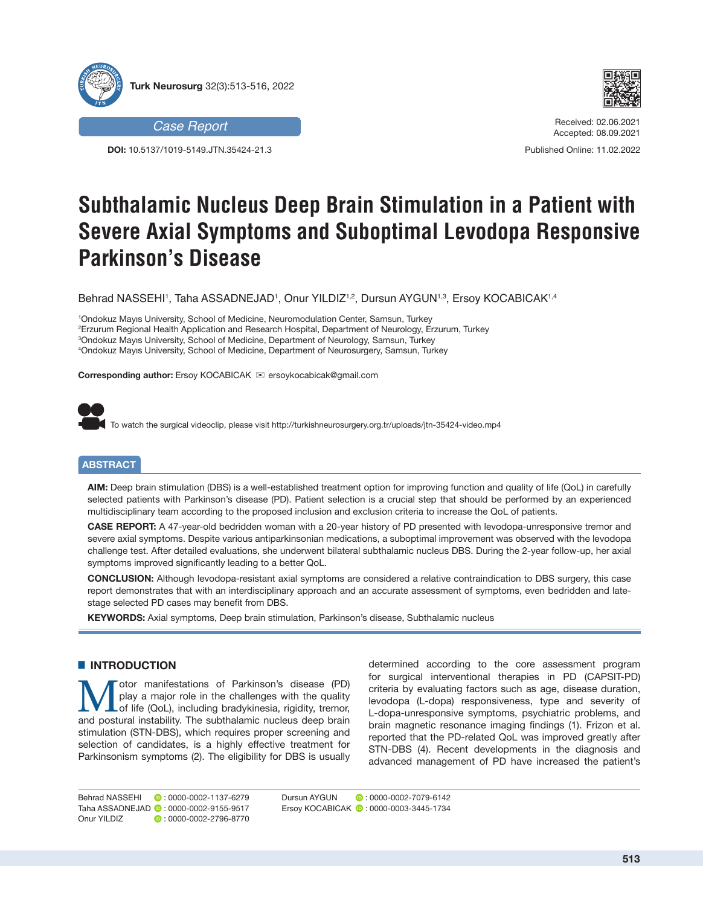Case Report

**DOI:** 10.5137/1019-5149.JTN.35424-21.3

Received: 02.06.2021
Accepted: 08.09.2021

Published Online: 11.02.2022

# Subthalamic Nucleus Deep Brain Stimulation in a Patient with Severe Axial Symptoms and Suboptimal Levodopa Responsive Parkinson's Disease

Behrad NASSEHI[1], Taha ASSADNEJAD[1], Onur YILDIZ[1,2], Dursun AYGUN[1,3], Ersoy KOCABICAK[1,4]

[1]Ondokuz Mayıs University, School of Medicine, Neuromodulation Center, Samsun, Turkey
[2]Erzurum Regional Health Application and Research Hospital, Department of Neurology, Erzurum, Turkey
[3]Ondokuz Mayıs University, School of Medicine, Department of Neurology, Samsun, Turkey
[4]Ondokuz Mayıs University, School of Medicine, Department of Neurosurgery, Samsun, Turkey

**Corresponding author:** Ersoy KOCABICAK ✉ ersoykocabicak@gmail.com

To watch the surgical videoclip, please visit http://turkishneurosurgery.org.tr/uploads/jtn-35424-video.mp4

## ABSTRACT

**AIM:** Deep brain stimulation (DBS) is a well-established treatment option for improving function and quality of life (QoL) in carefully selected patients with Parkinson's disease (PD). Patient selection is a crucial step that should be performed by an experienced multidisciplinary team according to the proposed inclusion and exclusion criteria to increase the QoL of patients.

**CASE REPORT:** A 47-year-old bedridden woman with a 20-year history of PD presented with levodopa-unresponsive tremor and severe axial symptoms. Despite various antiparkinsonian medications, a suboptimal improvement was observed with the levodopa challenge test. After detailed evaluations, she underwent bilateral subthalamic nucleus DBS. During the 2-year follow-up, her axial symptoms improved significantly leading to a better QoL.

**CONCLUSION:** Although levodopa-resistant axial symptoms are considered a relative contraindication to DBS surgery, this case report demonstrates that with an interdisciplinary approach and an accurate assessment of symptoms, even bedridden and late-stage selected PD cases may benefit from DBS.

**KEYWORDS:** Axial symptoms, Deep brain stimulation, Parkinson's disease, Subthalamic nucleus

## INTRODUCTION

Motor manifestations of Parkinson's disease (PD) play a major role in the challenges with the quality of life (QoL), including bradykinesia, rigidity, tremor, and postural instability. The subthalamic nucleus deep brain stimulation (STN-DBS), which requires proper screening and selection of candidates, is a highly effective treatment for Parkinsonism symptoms (2). The eligibility for DBS is usually determined according to the core assessment program for surgical interventional therapies in PD (CAPSIT-PD) criteria by evaluating factors such as age, disease duration, levodopa (L-dopa) responsiveness, type and severity of L-dopa-unresponsive symptoms, psychiatric problems, and brain magnetic resonance imaging findings (1). Frizon et al. reported that the PD-related QoL was improved greatly after STN-DBS (4). Recent developments in the diagnosis and advanced management of PD have increased the patient's

Behrad NASSEHI : 0000-0002-1137-6279
Taha ASSADNEJAD : 0000-0002-9155-9517
Onur YILDIZ : 0000-0002-2796-8770
Dursun AYGUN : 0000-0002-7079-6142
Ersoy KOCABICAK : 0000-0003-3445-1734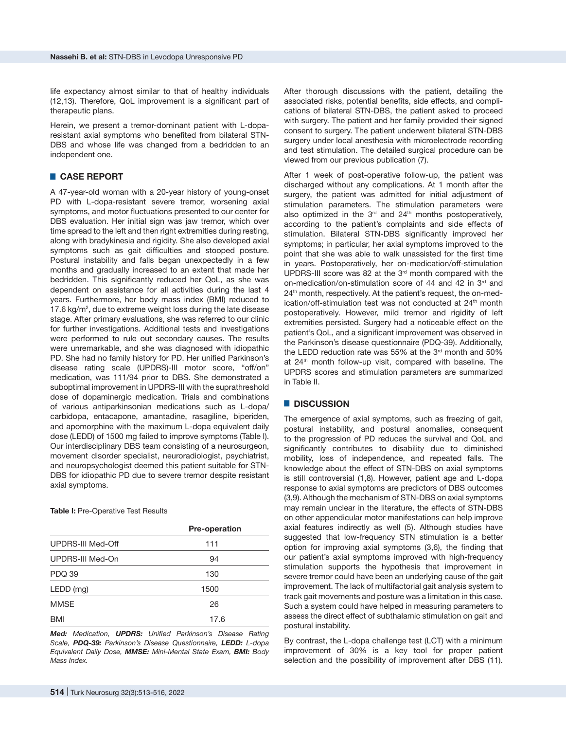life expectancy almost similar to that of healthy individuals (12,13). Therefore, QoL improvement is a significant part of therapeutic plans.

Herein, we present a tremor-dominant patient with L-dopa-resistant axial symptoms who benefited from bilateral STN-DBS and whose life was changed from a bedridden to an independent one.

## CASE REPORT

A 47-year-old woman with a 20-year history of young-onset PD with L-dopa-resistant severe tremor, worsening axial symptoms, and motor fluctuations presented to our center for DBS evaluation. Her initial sign was jaw tremor, which over time spread to the left and then right extremities during resting, along with bradykinesia and rigidity. She also developed axial symptoms such as gait difficulties and stooped posture. Postural instability and falls began unexpectedly in a few months and gradually increased to an extent that made her bedridden. This significantly reduced her QoL, as she was dependent on assistance for all activities during the last 4 years. Furthermore, her body mass index (BMI) reduced to 17.6 kg/m$^2$, due to extreme weight loss during the late disease stage. After primary evaluations, she was referred to our clinic for further investigations. Additional tests and investigations were performed to rule out secondary causes. The results were unremarkable, and she was diagnosed with idiopathic PD. She had no family history for PD. Her unified Parkinson's disease rating scale (UPDRS)-III motor score, "off/on" medication, was 111/94 prior to DBS. She demonstrated a suboptimal improvement in UPDRS-III with the suprathreshold dose of dopaminergic medication. Trials and combinations of various antiparkinsonian medications such as L-dopa/carbidopa, entacapone, amantadine, rasagiline, biperiden, and apomorphine with the maximum L-dopa equivalent daily dose (LEDD) of 1500 mg failed to improve symptoms (Table I). Our interdisciplinary DBS team consisting of a neurosurgeon, movement disorder specialist, neuroradiologist, psychiatrist, and neuropsychologist deemed this patient suitable for STN-DBS for idiopathic PD due to severe tremor despite resistant axial symptoms.

**Table I:** Pre-Operative Test Results

| | Pre-operation |
|---|---|
| UPDRS-III Med-Off | 111 |
| UPDRS-III Med-On | 94 |
| PDQ 39 | 130 |
| LEDD (mg) | 1500 |
| MMSE | 26 |
| BMI | 17.6 |

***Med:** Medication, **UPDRS:** Unified Parkinson's Disease Rating Scale, **PDQ-39:** Parkinson's Disease Questionnaire, **LEDD:** L-dopa Equivalent Daily Dose, **MMSE:** Mini-Mental State Exam, **BMI:** Body Mass Index.*

After thorough discussions with the patient, detailing the associated risks, potential benefits, side effects, and complications of bilateral STN-DBS, the patient asked to proceed with surgery. The patient and her family provided their signed consent to surgery. The patient underwent bilateral STN-DBS surgery under local anesthesia with microelectrode recording and test stimulation. The detailed surgical procedure can be viewed from our previous publication (7).

After 1 week of post-operative follow-up, the patient was discharged without any complications. At 1 month after the surgery, the patient was admitted for initial adjustment of stimulation parameters. The stimulation parameters were also optimized in the 3rd and 24th months postoperatively, according to the patient's complaints and side effects of stimulation. Bilateral STN-DBS significantly improved her symptoms; in particular, her axial symptoms improved to the point that she was able to walk unassisted for the first time in years. Postoperatively, her on-medication/off-stimulation UPDRS-III score was 82 at the 3rd month compared with the on-medication/on-stimulation score of 44 and 42 in 3rd and 24th month, respectively. At the patient's request, the on-medication/off-stimulation test was not conducted at 24th month postoperatively. However, mild tremor and rigidity of left extremities persisted. Surgery had a noticeable effect on the patient's QoL, and a significant improvement was observed in the Parkinson's disease questionnaire (PDQ-39). Additionally, the LEDD reduction rate was 55% at the 3rd month and 50% at 24th month follow-up visit, compared with baseline. The UPDRS scores and stimulation parameters are summarized in Table II.

## DISCUSSION

The emergence of axial symptoms, such as freezing of gait, postural instability, and postural anomalies, consequent to the progression of PD reduces the survival and QoL and significantly contributes to disability due to diminished mobility, loss of independence, and repeated falls. The knowledge about the effect of STN-DBS on axial symptoms is still controversial (1,8). However, patient age and L-dopa response to axial symptoms are predictors of DBS outcomes (3,9). Although the mechanism of STN-DBS on axial symptoms may remain unclear in the literature, the effects of STN-DBS on other appendicular motor manifestations can help improve axial features indirectly as well (5). Although studies have suggested that low-frequency STN stimulation is a better option for improving axial symptoms (3,6), the finding that our patient's axial symptoms improved with high-frequency stimulation supports the hypothesis that improvement in severe tremor could have been an underlying cause of the gait improvement. The lack of multifactorial gait analysis system to track gait movements and posture was a limitation in this case. Such a system could have helped in measuring parameters to assess the direct effect of subthalamic stimulation on gait and postural instability.

By contrast, the L-dopa challenge test (LCT) with a minimum improvement of 30% is a key tool for proper patient selection and the possibility of improvement after DBS (11).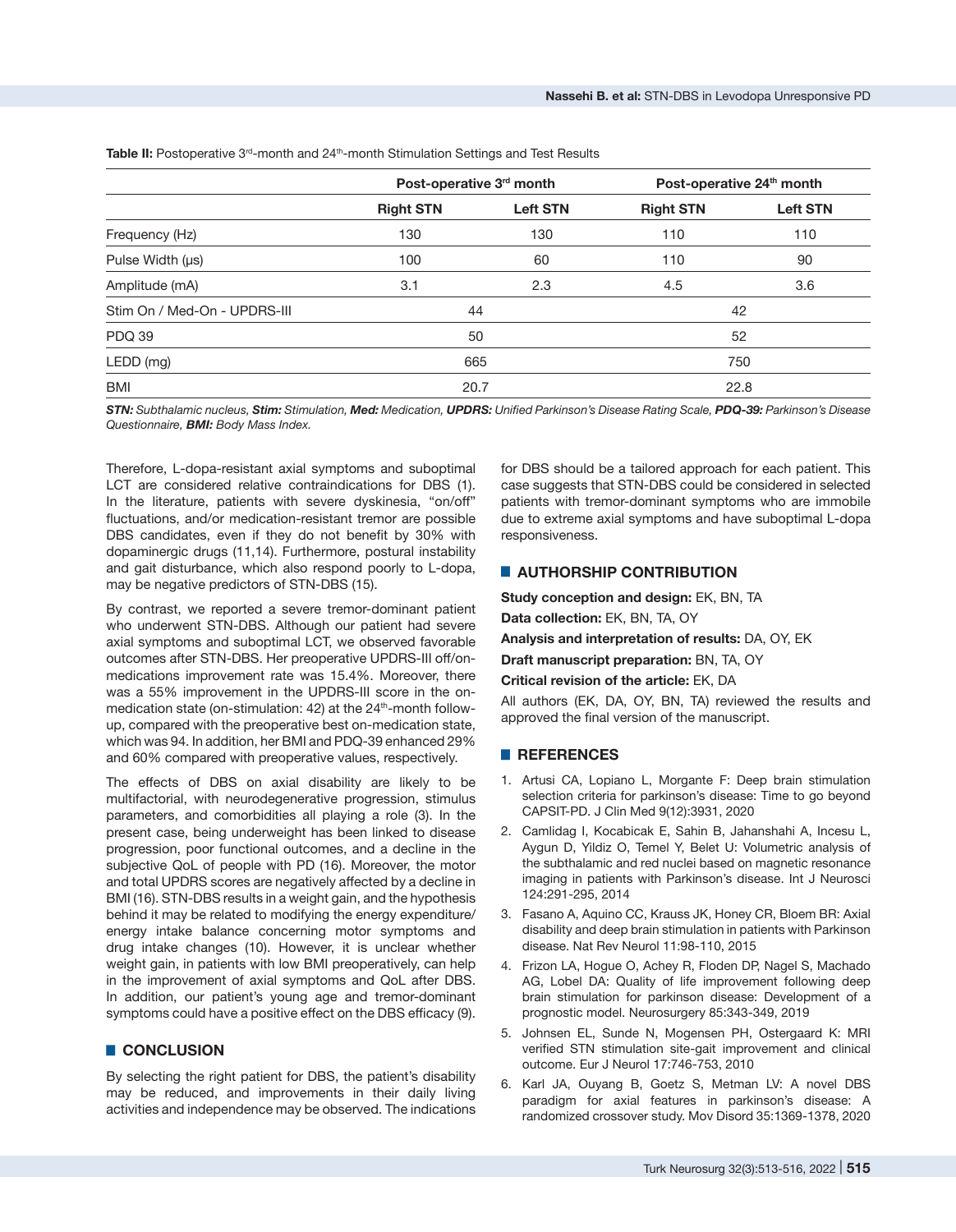**Table II:** Postoperative 3rd-month and 24th-month Stimulation Settings and Test Results

| | Post-operative 3rd month | | Post-operative 24th month | |
|---|---|---|---|---|
| | **Right STN** | **Left STN** | **Right STN** | **Left STN** |
| Frequency (Hz) | 130 | 130 | 110 | 110 |
| Pulse Width (µs) | 100 | 60 | 110 | 90 |
| Amplitude (mA) | 3.1 | 2.3 | 4.5 | 3.6 |
| Stim On / Med-On - UPDRS-III | 44 | | 42 | |
| PDQ 39 | 50 | | 52 | |
| LEDD (mg) | 665 | | 750 | |
| BMI | 20.7 | | 22.8 | |

***STN:** Subthalamic nucleus, **Stim:** Stimulation, **Med:** Medication, **UPDRS:** Unified Parkinson's Disease Rating Scale, **PDQ-39:** Parkinson's Disease Questionnaire, **BMI:** Body Mass Index.*

Therefore, L-dopa-resistant axial symptoms and suboptimal LCT are considered relative contraindications for DBS (1). In the literature, patients with severe dyskinesia, "on/off" fluctuations, and/or medication-resistant tremor are possible DBS candidates, even if they do not benefit by 30% with dopaminergic drugs (11,14). Furthermore, postural instability and gait disturbance, which also respond poorly to L-dopa, may be negative predictors of STN-DBS (15).

By contrast, we reported a severe tremor-dominant patient who underwent STN-DBS. Although our patient had severe axial symptoms and suboptimal LCT, we observed favorable outcomes after STN-DBS. Her preoperative UPDRS-III off/on-medications improvement rate was 15.4%. Moreover, there was a 55% improvement in the UPDRS-III score in the on-medication state (on-stimulation: 42) at the 24th-month follow-up, compared with the preoperative best on-medication state, which was 94. In addition, her BMI and PDQ-39 enhanced 29% and 60% compared with preoperative values, respectively.

The effects of DBS on axial disability are likely to be multifactorial, with neurodegenerative progression, stimulus parameters, and comorbidities all playing a role (3). In the present case, being underweight has been linked to disease progression, poor functional outcomes, and a decline in the subjective QoL of people with PD (16). Moreover, the motor and total UPDRS scores are negatively affected by a decline in BMI (16). STN-DBS results in a weight gain, and the hypothesis behind it may be related to modifying the energy expenditure/energy intake balance concerning motor symptoms and drug intake changes (10). However, it is unclear whether weight gain, in patients with low BMI preoperatively, can help in the improvement of axial symptoms and QoL after DBS. In addition, our patient's young age and tremor-dominant symptoms could have a positive effect on the DBS efficacy (9).

## CONCLUSION

By selecting the right patient for DBS, the patient's disability may be reduced, and improvements in their daily living activities and independence may be observed. The indications for DBS should be a tailored approach for each patient. This case suggests that STN-DBS could be considered in selected patients with tremor-dominant symptoms who are immobile due to extreme axial symptoms and have suboptimal L-dopa responsiveness.

## AUTHORSHIP CONTRIBUTION

**Study conception and design:** EK, BN, TA

**Data collection:** EK, BN, TA, OY

**Analysis and interpretation of results:** DA, OY, EK

**Draft manuscript preparation:** BN, TA, OY

**Critical revision of the article:** EK, DA

All authors (EK, DA, OY, BN, TA) reviewed the results and approved the final version of the manuscript.

## REFERENCES

1. Artusi CA, Lopiano L, Morgante F: Deep brain stimulation selection criteria for parkinson's disease: Time to go beyond CAPSIT-PD. J Clin Med 9(12):3931, 2020
2. Camlidag I, Kocabicak E, Sahin B, Jahanshahi A, Incesu L, Aygun D, Yildiz O, Temel Y, Belet U: Volumetric analysis of the subthalamic and red nuclei based on magnetic resonance imaging in patients with Parkinson's disease. Int J Neurosci 124:291-295, 2014
3. Fasano A, Aquino CC, Krauss JK, Honey CR, Bloem BR: Axial disability and deep brain stimulation in patients with Parkinson disease. Nat Rev Neurol 11:98-110, 2015
4. Frizon LA, Hogue O, Achey R, Floden DP, Nagel S, Machado AG, Lobel DA: Quality of life improvement following deep brain stimulation for parkinson disease: Development of a prognostic model. Neurosurgery 85:343-349, 2019
5. Johnsen EL, Sunde N, Mogensen PH, Ostergaard K: MRI verified STN stimulation site-gait improvement and clinical outcome. Eur J Neurol 17:746-753, 2010
6. Karl JA, Ouyang B, Goetz S, Metman LV: A novel DBS paradigm for axial features in parkinson's disease: A randomized crossover study. Mov Disord 35:1369-1378, 2020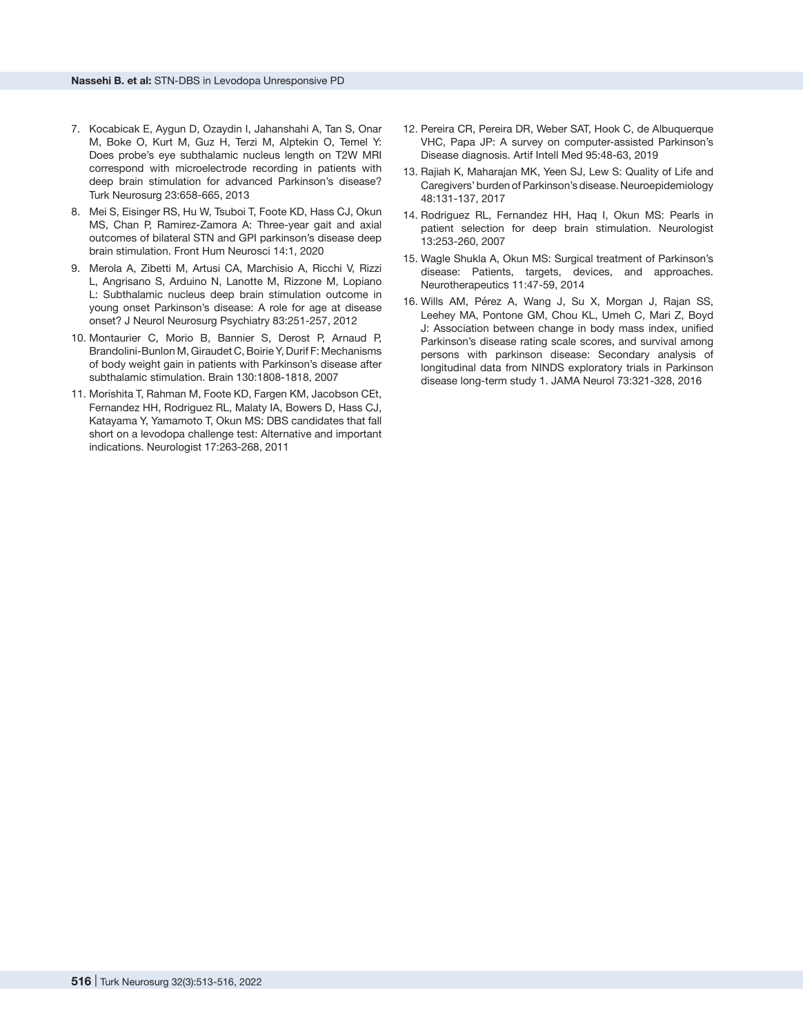7. Kocabicak E, Aygun D, Ozaydin I, Jahanshahi A, Tan S, Onar M, Boke O, Kurt M, Guz H, Terzi M, Alptekin O, Temel Y: Does probe's eye subthalamic nucleus length on T2W MRI correspond with microelectrode recording in patients with deep brain stimulation for advanced Parkinson's disease? Turk Neurosurg 23:658-665, 2013
8. Mei S, Eisinger RS, Hu W, Tsuboi T, Foote KD, Hass CJ, Okun MS, Chan P, Ramirez-Zamora A: Three-year gait and axial outcomes of bilateral STN and GPI parkinson's disease deep brain stimulation. Front Hum Neurosci 14:1, 2020
9. Merola A, Zibetti M, Artusi CA, Marchisio A, Ricchi V, Rizzi L, Angrisano S, Arduino N, Lanotte M, Rizzone M, Lopiano L: Subthalamic nucleus deep brain stimulation outcome in young onset Parkinson's disease: A role for age at disease onset? J Neurol Neurosurg Psychiatry 83:251-257, 2012
10. Montaurier C, Morio B, Bannier S, Derost P, Arnaud P, Brandolini-Bunlon M, Giraudet C, Boirie Y, Durif F: Mechanisms of body weight gain in patients with Parkinson's disease after subthalamic stimulation. Brain 130:1808-1818, 2007
11. Morishita T, Rahman M, Foote KD, Fargen KM, Jacobson CEt, Fernandez HH, Rodriguez RL, Malaty IA, Bowers D, Hass CJ, Katayama Y, Yamamoto T, Okun MS: DBS candidates that fall short on a levodopa challenge test: Alternative and important indications. Neurologist 17:263-268, 2011
12. Pereira CR, Pereira DR, Weber SAT, Hook C, de Albuquerque VHC, Papa JP: A survey on computer-assisted Parkinson's Disease diagnosis. Artif Intell Med 95:48-63, 2019
13. Rajiah K, Maharajan MK, Yeen SJ, Lew S: Quality of Life and Caregivers' burden of Parkinson's disease. Neuroepidemiology 48:131-137, 2017
14. Rodriguez RL, Fernandez HH, Haq I, Okun MS: Pearls in patient selection for deep brain stimulation. Neurologist 13:253-260, 2007
15. Wagle Shukla A, Okun MS: Surgical treatment of Parkinson's disease: Patients, targets, devices, and approaches. Neurotherapeutics 11:47-59, 2014
16. Wills AM, Pérez A, Wang J, Su X, Morgan J, Rajan SS, Leehey MA, Pontone GM, Chou KL, Umeh C, Mari Z, Boyd J: Association between change in body mass index, unified Parkinson's disease rating scale scores, and survival among persons with parkinson disease: Secondary analysis of longitudinal data from NINDS exploratory trials in Parkinson disease long-term study 1. JAMA Neurol 73:321-328, 2016